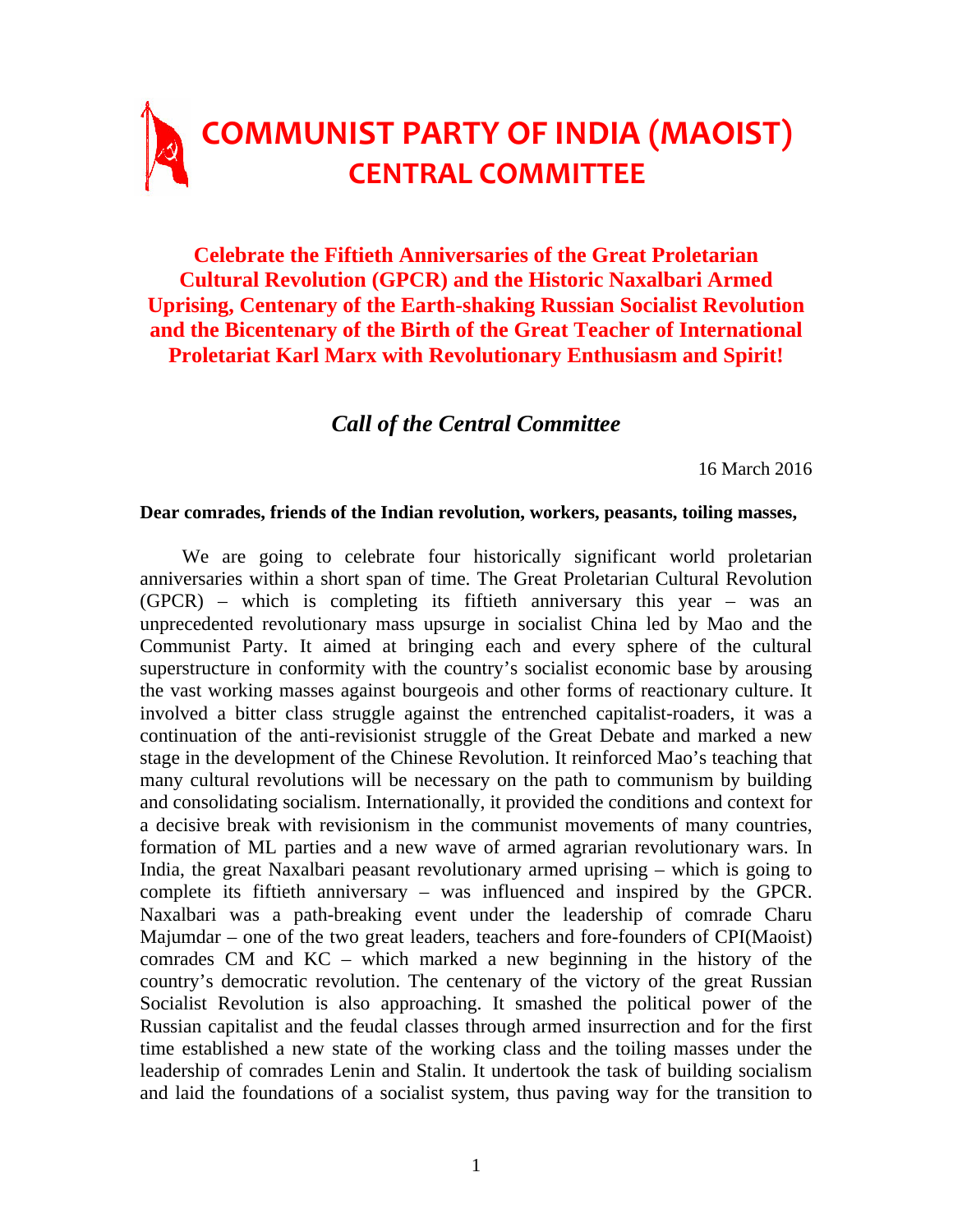# COMMUNIST PARTY OF INDIA (MAOIST)
## CENTRAL COMMITTEE

### Celebrate the Fiftieth Anniversaries of the Great Proletarian Cultural Revolution (GPCR) and the Historic Naxalbari Armed Uprising, Centenary of the Earth-shaking Russian Socialist Revolution and the Bicentenary of the Birth of the Great Teacher of International Proletariat Karl Marx with Revolutionary Enthusiasm and Spirit!

### *Call of the Central Committee*

16 March 2016

**Dear comrades, friends of the Indian revolution, workers, peasants, toiling masses,**

We are going to celebrate four historically significant world proletarian anniversaries within a short span of time. The Great Proletarian Cultural Revolution (GPCR) – which is completing its fiftieth anniversary this year – was an unprecedented revolutionary mass upsurge in socialist China led by Mao and the Communist Party. It aimed at bringing each and every sphere of the cultural superstructure in conformity with the country's socialist economic base by arousing the vast working masses against bourgeois and other forms of reactionary culture. It involved a bitter class struggle against the entrenched capitalist-roaders, it was a continuation of the anti-revisionist struggle of the Great Debate and marked a new stage in the development of the Chinese Revolution. It reinforced Mao's teaching that many cultural revolutions will be necessary on the path to communism by building and consolidating socialism. Internationally, it provided the conditions and context for a decisive break with revisionism in the communist movements of many countries, formation of ML parties and a new wave of armed agrarian revolutionary wars. In India, the great Naxalbari peasant revolutionary armed uprising – which is going to complete its fiftieth anniversary – was influenced and inspired by the GPCR. Naxalbari was a path-breaking event under the leadership of comrade Charu Majumdar – one of the two great leaders, teachers and fore-founders of CPI(Maoist) comrades CM and KC – which marked a new beginning in the history of the country's democratic revolution. The centenary of the victory of the great Russian Socialist Revolution is also approaching. It smashed the political power of the Russian capitalist and the feudal classes through armed insurrection and for the first time established a new state of the working class and the toiling masses under the leadership of comrades Lenin and Stalin. It undertook the task of building socialism and laid the foundations of a socialist system, thus paving way for the transition to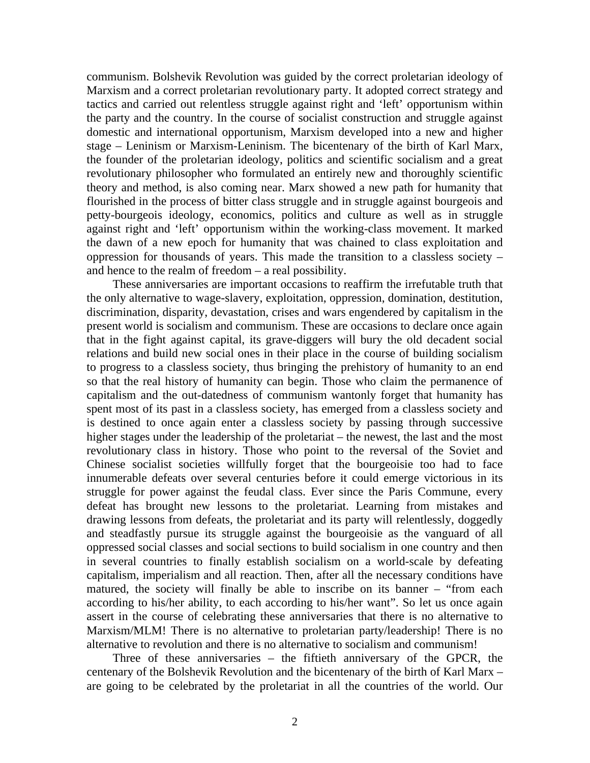communism. Bolshevik Revolution was guided by the correct proletarian ideology of Marxism and a correct proletarian revolutionary party. It adopted correct strategy and tactics and carried out relentless struggle against right and 'left' opportunism within the party and the country. In the course of socialist construction and struggle against domestic and international opportunism, Marxism developed into a new and higher stage – Leninism or Marxism-Leninism. The bicentenary of the birth of Karl Marx, the founder of the proletarian ideology, politics and scientific socialism and a great revolutionary philosopher who formulated an entirely new and thoroughly scientific theory and method, is also coming near. Marx showed a new path for humanity that flourished in the process of bitter class struggle and in struggle against bourgeois and petty-bourgeois ideology, economics, politics and culture as well as in struggle against right and 'left' opportunism within the working-class movement. It marked the dawn of a new epoch for humanity that was chained to class exploitation and oppression for thousands of years. This made the transition to a classless society – and hence to the realm of freedom – a real possibility.

These anniversaries are important occasions to reaffirm the irrefutable truth that the only alternative to wage-slavery, exploitation, oppression, domination, destitution, discrimination, disparity, devastation, crises and wars engendered by capitalism in the present world is socialism and communism. These are occasions to declare once again that in the fight against capital, its grave-diggers will bury the old decadent social relations and build new social ones in their place in the course of building socialism to progress to a classless society, thus bringing the prehistory of humanity to an end so that the real history of humanity can begin. Those who claim the permanence of capitalism and the out-datedness of communism wantonly forget that humanity has spent most of its past in a classless society, has emerged from a classless society and is destined to once again enter a classless society by passing through successive higher stages under the leadership of the proletariat – the newest, the last and the most revolutionary class in history. Those who point to the reversal of the Soviet and Chinese socialist societies willfully forget that the bourgeoisie too had to face innumerable defeats over several centuries before it could emerge victorious in its struggle for power against the feudal class. Ever since the Paris Commune, every defeat has brought new lessons to the proletariat. Learning from mistakes and drawing lessons from defeats, the proletariat and its party will relentlessly, doggedly and steadfastly pursue its struggle against the bourgeoisie as the vanguard of all oppressed social classes and social sections to build socialism in one country and then in several countries to finally establish socialism on a world-scale by defeating capitalism, imperialism and all reaction. Then, after all the necessary conditions have matured, the society will finally be able to inscribe on its banner – "from each according to his/her ability, to each according to his/her want". So let us once again assert in the course of celebrating these anniversaries that there is no alternative to Marxism/MLM! There is no alternative to proletarian party/leadership! There is no alternative to revolution and there is no alternative to socialism and communism!

Three of these anniversaries – the fiftieth anniversary of the GPCR, the centenary of the Bolshevik Revolution and the bicentenary of the birth of Karl Marx – are going to be celebrated by the proletariat in all the countries of the world. Our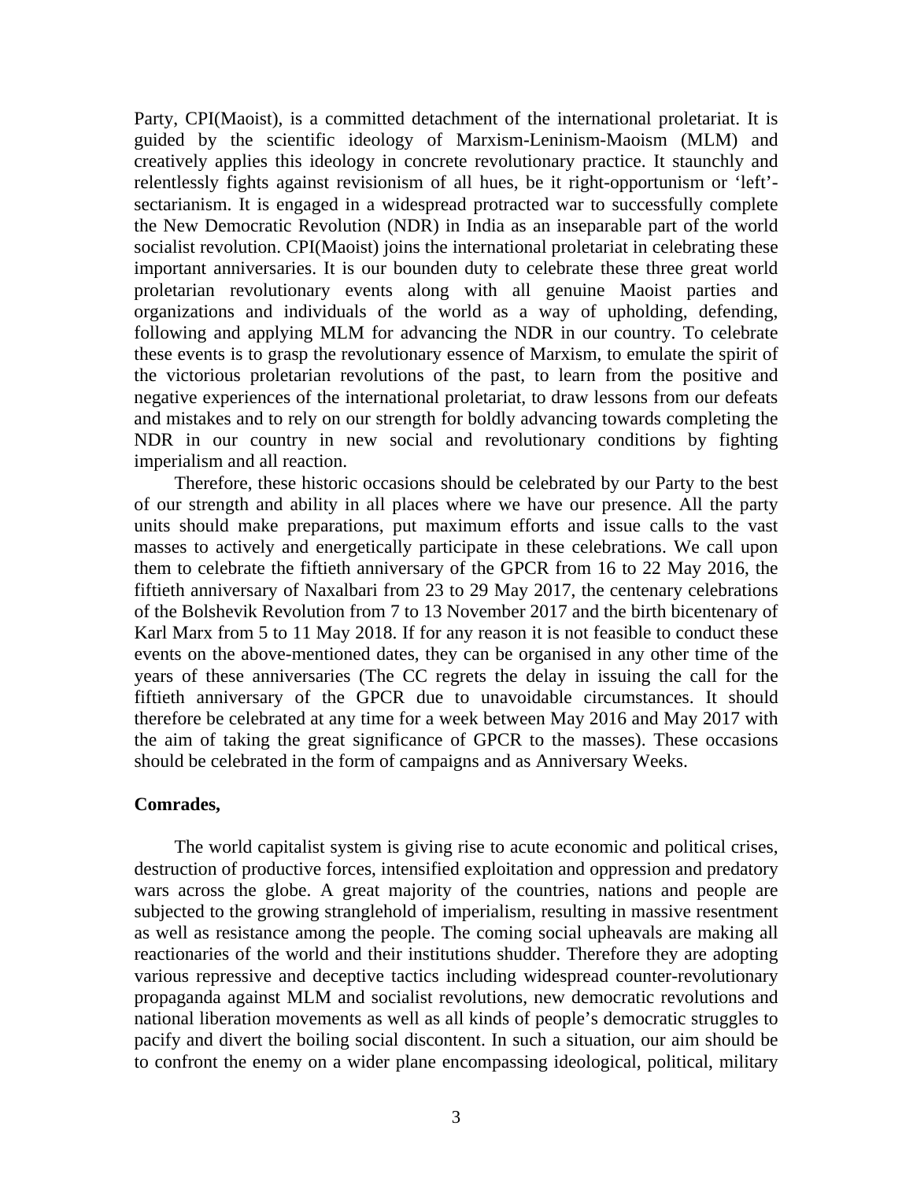Party, CPI(Maoist), is a committed detachment of the international proletariat. It is guided by the scientific ideology of Marxism-Leninism-Maoism (MLM) and creatively applies this ideology in concrete revolutionary practice. It staunchly and relentlessly fights against revisionism of all hues, be it right-opportunism or 'left'-sectarianism. It is engaged in a widespread protracted war to successfully complete the New Democratic Revolution (NDR) in India as an inseparable part of the world socialist revolution. CPI(Maoist) joins the international proletariat in celebrating these important anniversaries. It is our bounden duty to celebrate these three great world proletarian revolutionary events along with all genuine Maoist parties and organizations and individuals of the world as a way of upholding, defending, following and applying MLM for advancing the NDR in our country. To celebrate these events is to grasp the revolutionary essence of Marxism, to emulate the spirit of the victorious proletarian revolutions of the past, to learn from the positive and negative experiences of the international proletariat, to draw lessons from our defeats and mistakes and to rely on our strength for boldly advancing towards completing the NDR in our country in new social and revolutionary conditions by fighting imperialism and all reaction.

Therefore, these historic occasions should be celebrated by our Party to the best of our strength and ability in all places where we have our presence. All the party units should make preparations, put maximum efforts and issue calls to the vast masses to actively and energetically participate in these celebrations. We call upon them to celebrate the fiftieth anniversary of the GPCR from 16 to 22 May 2016, the fiftieth anniversary of Naxalbari from 23 to 29 May 2017, the centenary celebrations of the Bolshevik Revolution from 7 to 13 November 2017 and the birth bicentenary of Karl Marx from 5 to 11 May 2018. If for any reason it is not feasible to conduct these events on the above-mentioned dates, they can be organised in any other time of the years of these anniversaries (The CC regrets the delay in issuing the call for the fiftieth anniversary of the GPCR due to unavoidable circumstances. It should therefore be celebrated at any time for a week between May 2016 and May 2017 with the aim of taking the great significance of GPCR to the masses). These occasions should be celebrated in the form of campaigns and as Anniversary Weeks.

**Comrades,**

The world capitalist system is giving rise to acute economic and political crises, destruction of productive forces, intensified exploitation and oppression and predatory wars across the globe. A great majority of the countries, nations and people are subjected to the growing stranglehold of imperialism, resulting in massive resentment as well as resistance among the people. The coming social upheavals are making all reactionaries of the world and their institutions shudder. Therefore they are adopting various repressive and deceptive tactics including widespread counter-revolutionary propaganda against MLM and socialist revolutions, new democratic revolutions and national liberation movements as well as all kinds of people's democratic struggles to pacify and divert the boiling social discontent. In such a situation, our aim should be to confront the enemy on a wider plane encompassing ideological, political, military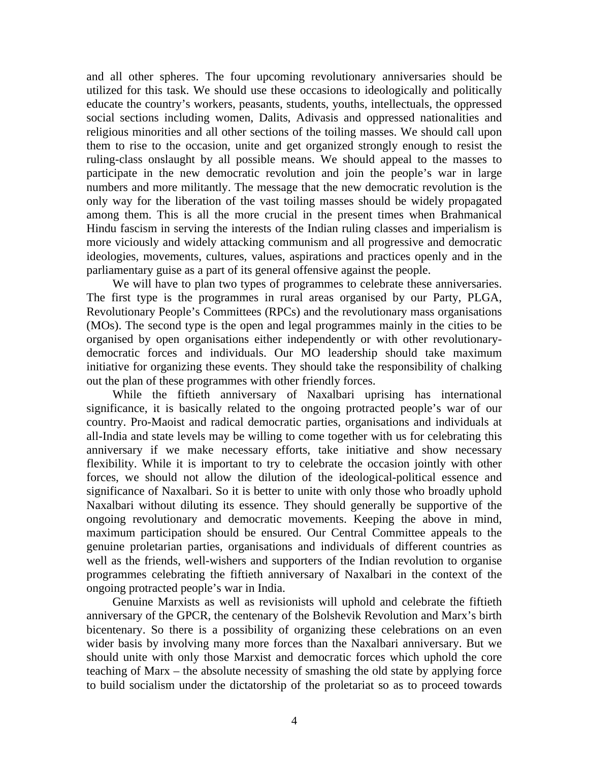and all other spheres. The four upcoming revolutionary anniversaries should be utilized for this task. We should use these occasions to ideologically and politically educate the country's workers, peasants, students, youths, intellectuals, the oppressed social sections including women, Dalits, Adivasis and oppressed nationalities and religious minorities and all other sections of the toiling masses. We should call upon them to rise to the occasion, unite and get organized strongly enough to resist the ruling-class onslaught by all possible means. We should appeal to the masses to participate in the new democratic revolution and join the people's war in large numbers and more militantly. The message that the new democratic revolution is the only way for the liberation of the vast toiling masses should be widely propagated among them. This is all the more crucial in the present times when Brahmanical Hindu fascism in serving the interests of the Indian ruling classes and imperialism is more viciously and widely attacking communism and all progressive and democratic ideologies, movements, cultures, values, aspirations and practices openly and in the parliamentary guise as a part of its general offensive against the people.

We will have to plan two types of programmes to celebrate these anniversaries. The first type is the programmes in rural areas organised by our Party, PLGA, Revolutionary People's Committees (RPCs) and the revolutionary mass organisations (MOs). The second type is the open and legal programmes mainly in the cities to be organised by open organisations either independently or with other revolutionary-democratic forces and individuals. Our MO leadership should take maximum initiative for organizing these events. They should take the responsibility of chalking out the plan of these programmes with other friendly forces.

While the fiftieth anniversary of Naxalbari uprising has international significance, it is basically related to the ongoing protracted people's war of our country. Pro-Maoist and radical democratic parties, organisations and individuals at all-India and state levels may be willing to come together with us for celebrating this anniversary if we make necessary efforts, take initiative and show necessary flexibility. While it is important to try to celebrate the occasion jointly with other forces, we should not allow the dilution of the ideological-political essence and significance of Naxalbari. So it is better to unite with only those who broadly uphold Naxalbari without diluting its essence. They should generally be supportive of the ongoing revolutionary and democratic movements. Keeping the above in mind, maximum participation should be ensured. Our Central Committee appeals to the genuine proletarian parties, organisations and individuals of different countries as well as the friends, well-wishers and supporters of the Indian revolution to organise programmes celebrating the fiftieth anniversary of Naxalbari in the context of the ongoing protracted people's war in India.

Genuine Marxists as well as revisionists will uphold and celebrate the fiftieth anniversary of the GPCR, the centenary of the Bolshevik Revolution and Marx's birth bicentenary. So there is a possibility of organizing these celebrations on an even wider basis by involving many more forces than the Naxalbari anniversary. But we should unite with only those Marxist and democratic forces which uphold the core teaching of Marx – the absolute necessity of smashing the old state by applying force to build socialism under the dictatorship of the proletariat so as to proceed towards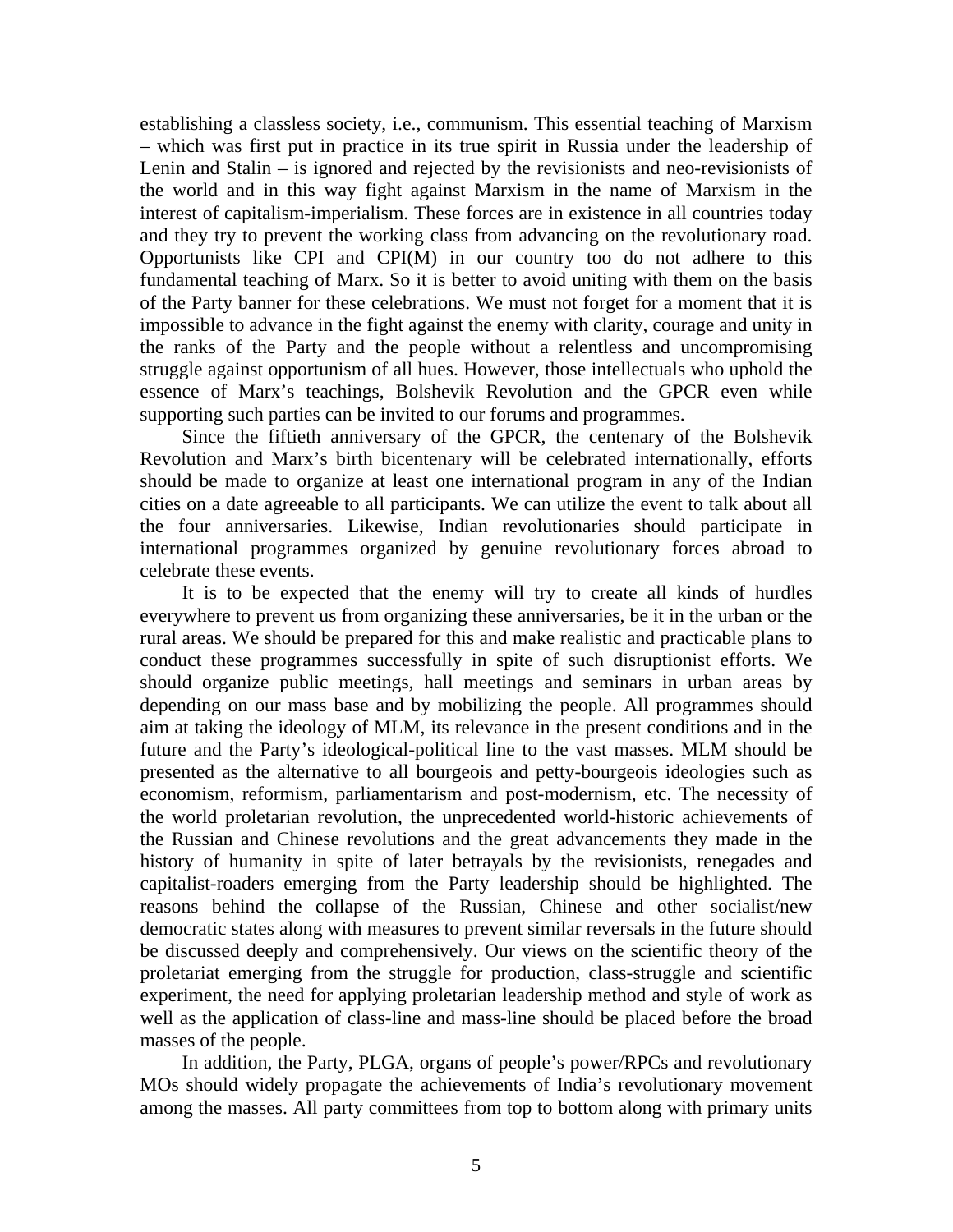establishing a classless society, i.e., communism. This essential teaching of Marxism – which was first put in practice in its true spirit in Russia under the leadership of Lenin and Stalin – is ignored and rejected by the revisionists and neo-revisionists of the world and in this way fight against Marxism in the name of Marxism in the interest of capitalism-imperialism. These forces are in existence in all countries today and they try to prevent the working class from advancing on the revolutionary road. Opportunists like CPI and CPI(M) in our country too do not adhere to this fundamental teaching of Marx. So it is better to avoid uniting with them on the basis of the Party banner for these celebrations. We must not forget for a moment that it is impossible to advance in the fight against the enemy with clarity, courage and unity in the ranks of the Party and the people without a relentless and uncompromising struggle against opportunism of all hues. However, those intellectuals who uphold the essence of Marx's teachings, Bolshevik Revolution and the GPCR even while supporting such parties can be invited to our forums and programmes.

Since the fiftieth anniversary of the GPCR, the centenary of the Bolshevik Revolution and Marx's birth bicentenary will be celebrated internationally, efforts should be made to organize at least one international program in any of the Indian cities on a date agreeable to all participants. We can utilize the event to talk about all the four anniversaries. Likewise, Indian revolutionaries should participate in international programmes organized by genuine revolutionary forces abroad to celebrate these events.

It is to be expected that the enemy will try to create all kinds of hurdles everywhere to prevent us from organizing these anniversaries, be it in the urban or the rural areas. We should be prepared for this and make realistic and practicable plans to conduct these programmes successfully in spite of such disruptionist efforts. We should organize public meetings, hall meetings and seminars in urban areas by depending on our mass base and by mobilizing the people. All programmes should aim at taking the ideology of MLM, its relevance in the present conditions and in the future and the Party's ideological-political line to the vast masses. MLM should be presented as the alternative to all bourgeois and petty-bourgeois ideologies such as economism, reformism, parliamentarism and post-modernism, etc. The necessity of the world proletarian revolution, the unprecedented world-historic achievements of the Russian and Chinese revolutions and the great advancements they made in the history of humanity in spite of later betrayals by the revisionists, renegades and capitalist-roaders emerging from the Party leadership should be highlighted. The reasons behind the collapse of the Russian, Chinese and other socialist/new democratic states along with measures to prevent similar reversals in the future should be discussed deeply and comprehensively. Our views on the scientific theory of the proletariat emerging from the struggle for production, class-struggle and scientific experiment, the need for applying proletarian leadership method and style of work as well as the application of class-line and mass-line should be placed before the broad masses of the people.

In addition, the Party, PLGA, organs of people's power/RPCs and revolutionary MOs should widely propagate the achievements of India's revolutionary movement among the masses. All party committees from top to bottom along with primary units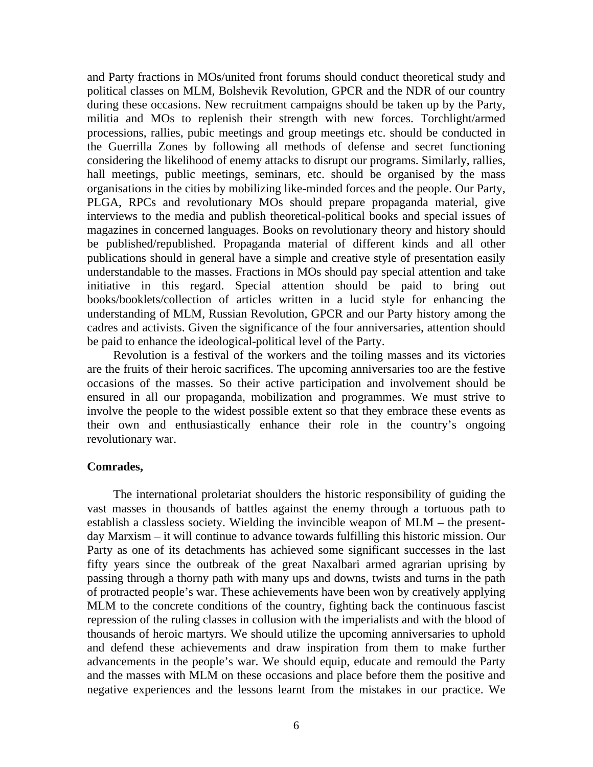and Party fractions in MOs/united front forums should conduct theoretical study and political classes on MLM, Bolshevik Revolution, GPCR and the NDR of our country during these occasions. New recruitment campaigns should be taken up by the Party, militia and MOs to replenish their strength with new forces. Torchlight/armed processions, rallies, pubic meetings and group meetings etc. should be conducted in the Guerrilla Zones by following all methods of defense and secret functioning considering the likelihood of enemy attacks to disrupt our programs. Similarly, rallies, hall meetings, public meetings, seminars, etc. should be organised by the mass organisations in the cities by mobilizing like-minded forces and the people. Our Party, PLGA, RPCs and revolutionary MOs should prepare propaganda material, give interviews to the media and publish theoretical-political books and special issues of magazines in concerned languages. Books on revolutionary theory and history should be published/republished. Propaganda material of different kinds and all other publications should in general have a simple and creative style of presentation easily understandable to the masses. Fractions in MOs should pay special attention and take initiative in this regard. Special attention should be paid to bring out books/booklets/collection of articles written in a lucid style for enhancing the understanding of MLM, Russian Revolution, GPCR and our Party history among the cadres and activists. Given the significance of the four anniversaries, attention should be paid to enhance the ideological-political level of the Party.

Revolution is a festival of the workers and the toiling masses and its victories are the fruits of their heroic sacrifices. The upcoming anniversaries too are the festive occasions of the masses. So their active participation and involvement should be ensured in all our propaganda, mobilization and programmes. We must strive to involve the people to the widest possible extent so that they embrace these events as their own and enthusiastically enhance their role in the country's ongoing revolutionary war.

**Comrades,**

The international proletariat shoulders the historic responsibility of guiding the vast masses in thousands of battles against the enemy through a tortuous path to establish a classless society. Wielding the invincible weapon of MLM – the present-day Marxism – it will continue to advance towards fulfilling this historic mission. Our Party as one of its detachments has achieved some significant successes in the last fifty years since the outbreak of the great Naxalbari armed agrarian uprising by passing through a thorny path with many ups and downs, twists and turns in the path of protracted people's war. These achievements have been won by creatively applying MLM to the concrete conditions of the country, fighting back the continuous fascist repression of the ruling classes in collusion with the imperialists and with the blood of thousands of heroic martyrs. We should utilize the upcoming anniversaries to uphold and defend these achievements and draw inspiration from them to make further advancements in the people's war. We should equip, educate and remould the Party and the masses with MLM on these occasions and place before them the positive and negative experiences and the lessons learnt from the mistakes in our practice. We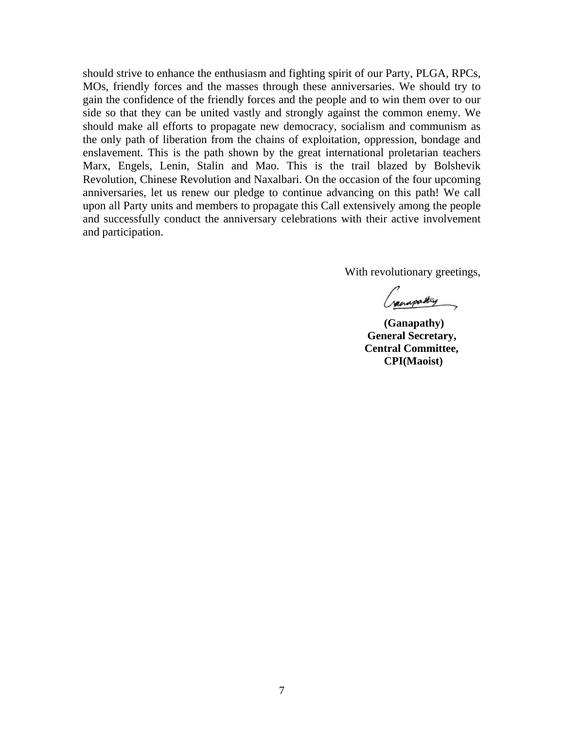should strive to enhance the enthusiasm and fighting spirit of our Party, PLGA, RPCs, MOs, friendly forces and the masses through these anniversaries. We should try to gain the confidence of the friendly forces and the people and to win them over to our side so that they can be united vastly and strongly against the common enemy. We should make all efforts to propagate new democracy, socialism and communism as the only path of liberation from the chains of exploitation, oppression, bondage and enslavement. This is the path shown by the great international proletarian teachers Marx, Engels, Lenin, Stalin and Mao. This is the trail blazed by Bolshevik Revolution, Chinese Revolution and Naxalbari. On the occasion of the four upcoming anniversaries, let us renew our pledge to continue advancing on this path! We call upon all Party units and members to propagate this Call extensively among the people and successfully conduct the anniversary celebrations with their active involvement and participation.

With revolutionary greetings,

Ganapathy

**(Ganapathy)**
**General Secretary,**
**Central Committee,**
**CPI(Maoist)**